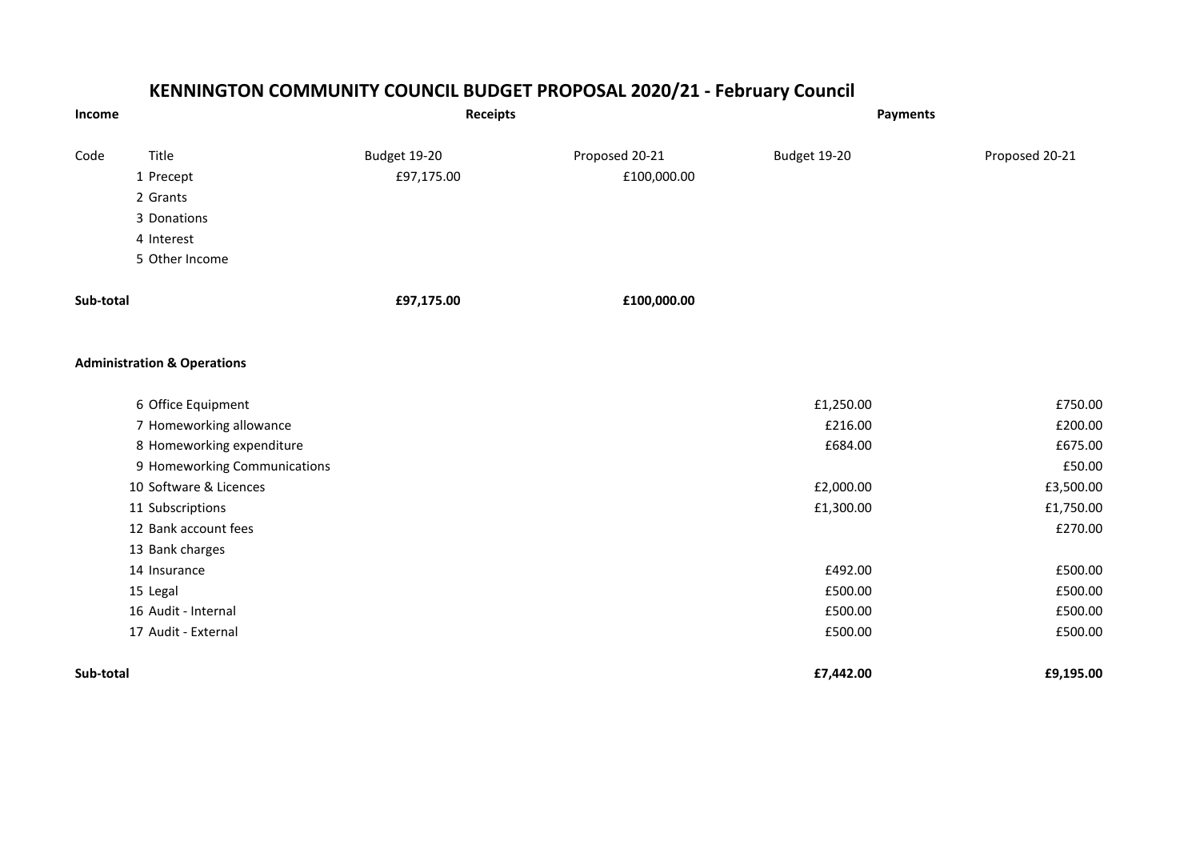# KENNINGTON COMMUNITY COUNCIL BUDGET PROPOSAL 2020/21 - February Council

| **Income** | | **Receipts** | | **Payments** | |
|---|---|---|---|---|---|
| Code | Title | Budget 19-20 | Proposed 20-21 | Budget 19-20 | Proposed 20-21 |
| 1 | Precept | £97,175.00 | £100,000.00 | | |
| 2 | Grants | | | | |
| 3 | Donations | | | | |
| 4 | Interest | | | | |
| 5 | Other Income | | | | |
| **Sub-total** | | **£97,175.00** | **£100,000.00** | | |
| **Administration & Operations** | | | | | |
| 6 | Office Equipment | | | £1,250.00 | £750.00 |
| 7 | Homeworking allowance | | | £216.00 | £200.00 |
| 8 | Homeworking expenditure | | | £684.00 | £675.00 |
| 9 | Homeworking Communications | | | | £50.00 |
| 10 | Software & Licences | | | £2,000.00 | £3,500.00 |
| 11 | Subscriptions | | | £1,300.00 | £1,750.00 |
| 12 | Bank account fees | | | | £270.00 |
| 13 | Bank charges | | | | |
| 14 | Insurance | | | £492.00 | £500.00 |
| 15 | Legal | | | £500.00 | £500.00 |
| 16 | Audit - Internal | | | £500.00 | £500.00 |
| 17 | Audit - External | | | £500.00 | £500.00 |
| **Sub-total** | | | | **£7,442.00** | **£9,195.00** |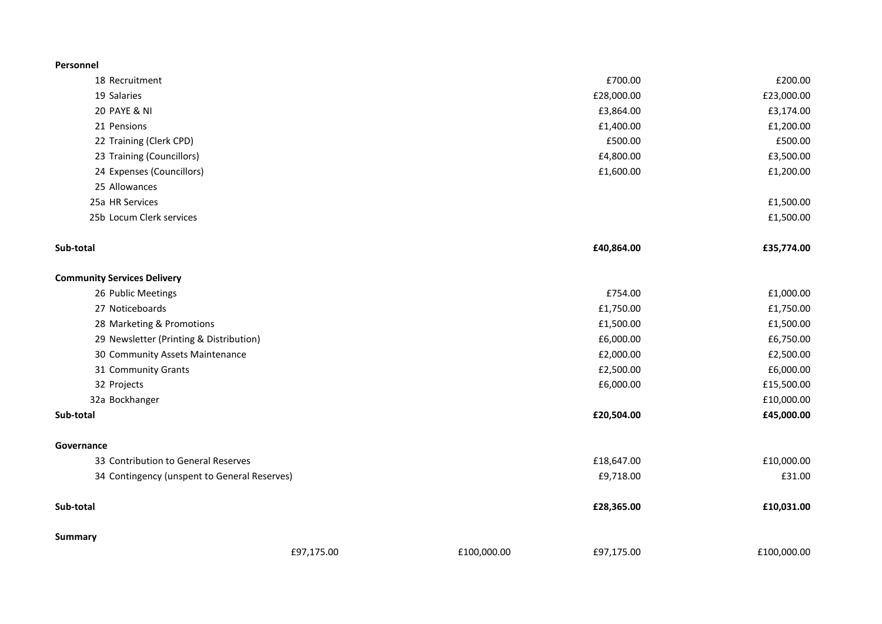| | | | | |
|---|---|---|---|---|
| **Personnel** | | | | |
| 18 Recruitment | | | £700.00 | £200.00 |
| 19 Salaries | | | £28,000.00 | £23,000.00 |
| 20 PAYE & NI | | | £3,864.00 | £3,174.00 |
| 21 Pensions | | | £1,400.00 | £1,200.00 |
| 22 Training (Clerk CPD) | | | £500.00 | £500.00 |
| 23 Training (Councillors) | | | £4,800.00 | £3,500.00 |
| 24 Expenses (Councillors) | | | £1,600.00 | £1,200.00 |
| 25 Allowances | | | | |
| 25a HR Services | | | | £1,500.00 |
| 25b Locum Clerk services | | | | £1,500.00 |
| **Sub-total** | | | **£40,864.00** | **£35,774.00** |
| **Community Services Delivery** | | | | |
| 26 Public Meetings | | | £754.00 | £1,000.00 |
| 27 Noticeboards | | | £1,750.00 | £1,750.00 |
| 28 Marketing & Promotions | | | £1,500.00 | £1,500.00 |
| 29 Newsletter (Printing & Distribution) | | | £6,000.00 | £6,750.00 |
| 30 Community Assets Maintenance | | | £2,000.00 | £2,500.00 |
| 31 Community Grants | | | £2,500.00 | £6,000.00 |
| 32 Projects | | | £6,000.00 | £15,500.00 |
| 32a Bockhanger | | | | £10,000.00 |
| **Sub-total** | | | **£20,504.00** | **£45,000.00** |
| **Governance** | | | | |
| 33 Contribution to General Reserves | | | £18,647.00 | £10,000.00 |
| 34 Contingency (unspent to General Reserves) | | | £9,718.00 | £31.00 |
| **Sub-total** | | | **£28,365.00** | **£10,031.00** |
| **Summary** | | | | |
| | £97,175.00 | £100,000.00 | £97,175.00 | £100,000.00 |